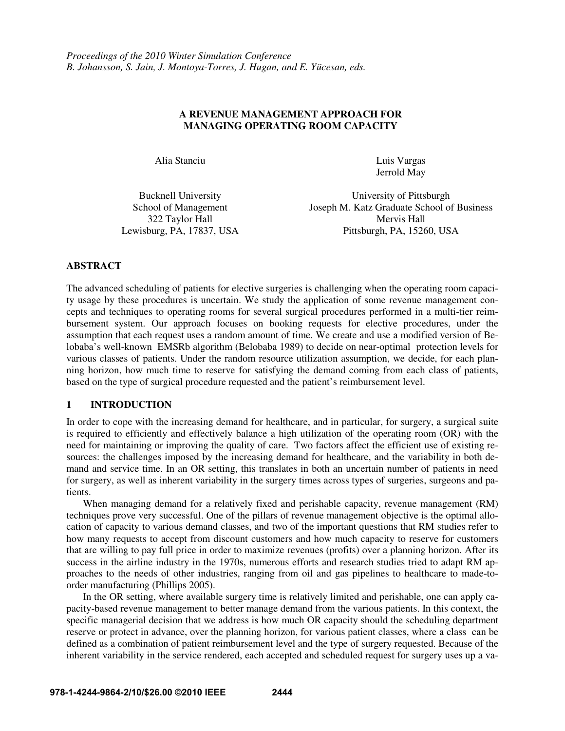*Proceedings of the 2010 Winter Simulation Conference*
*B. Johansson, S. Jain, J. Montoya-Torres, J. Hugan, and E. Yücesan, eds.*

# A REVENUE MANAGEMENT APPROACH FOR MANAGING OPERATING ROOM CAPACITY

Alia Stanciu

Bucknell University
School of Management
322 Taylor Hall
Lewisburg, PA, 17837, USA

Luis Vargas
Jerrold May

University of Pittsburgh
Joseph M. Katz Graduate School of Business
Mervis Hall
Pittsburgh, PA, 15260, USA

## ABSTRACT

The advanced scheduling of patients for elective surgeries is challenging when the operating room capacity usage by these procedures is uncertain. We study the application of some revenue management concepts and techniques to operating rooms for several surgical procedures performed in a multi-tier reimbursement system. Our approach focuses on booking requests for elective procedures, under the assumption that each request uses a random amount of time. We create and use a modified version of Belobaba's well-known EMSRb algorithm (Belobaba 1989) to decide on near-optimal protection levels for various classes of patients. Under the random resource utilization assumption, we decide, for each planning horizon, how much time to reserve for satisfying the demand coming from each class of patients, based on the type of surgical procedure requested and the patient's reimbursement level.

## 1 INTRODUCTION

In order to cope with the increasing demand for healthcare, and in particular, for surgery, a surgical suite is required to efficiently and effectively balance a high utilization of the operating room (OR) with the need for maintaining or improving the quality of care. Two factors affect the efficient use of existing resources: the challenges imposed by the increasing demand for healthcare, and the variability in both demand and service time. In an OR setting, this translates in both an uncertain number of patients in need for surgery, as well as inherent variability in the surgery times across types of surgeries, surgeons and patients.

When managing demand for a relatively fixed and perishable capacity, revenue management (RM) techniques prove very successful. One of the pillars of revenue management objective is the optimal allocation of capacity to various demand classes, and two of the important questions that RM studies refer to how many requests to accept from discount customers and how much capacity to reserve for customers that are willing to pay full price in order to maximize revenues (profits) over a planning horizon. After its success in the airline industry in the 1970s, numerous efforts and research studies tried to adapt RM approaches to the needs of other industries, ranging from oil and gas pipelines to healthcare to made-to-order manufacturing (Phillips 2005).

In the OR setting, where available surgery time is relatively limited and perishable, one can apply capacity-based revenue management to better manage demand from the various patients. In this context, the specific managerial decision that we address is how much OR capacity should the scheduling department reserve or protect in advance, over the planning horizon, for various patient classes, where a class can be defined as a combination of patient reimbursement level and the type of surgery requested. Because of the inherent variability in the service rendered, each accepted and scheduled request for surgery uses up a va-

978-1-4244-9864-2/10/$26.00 ©2010 IEEE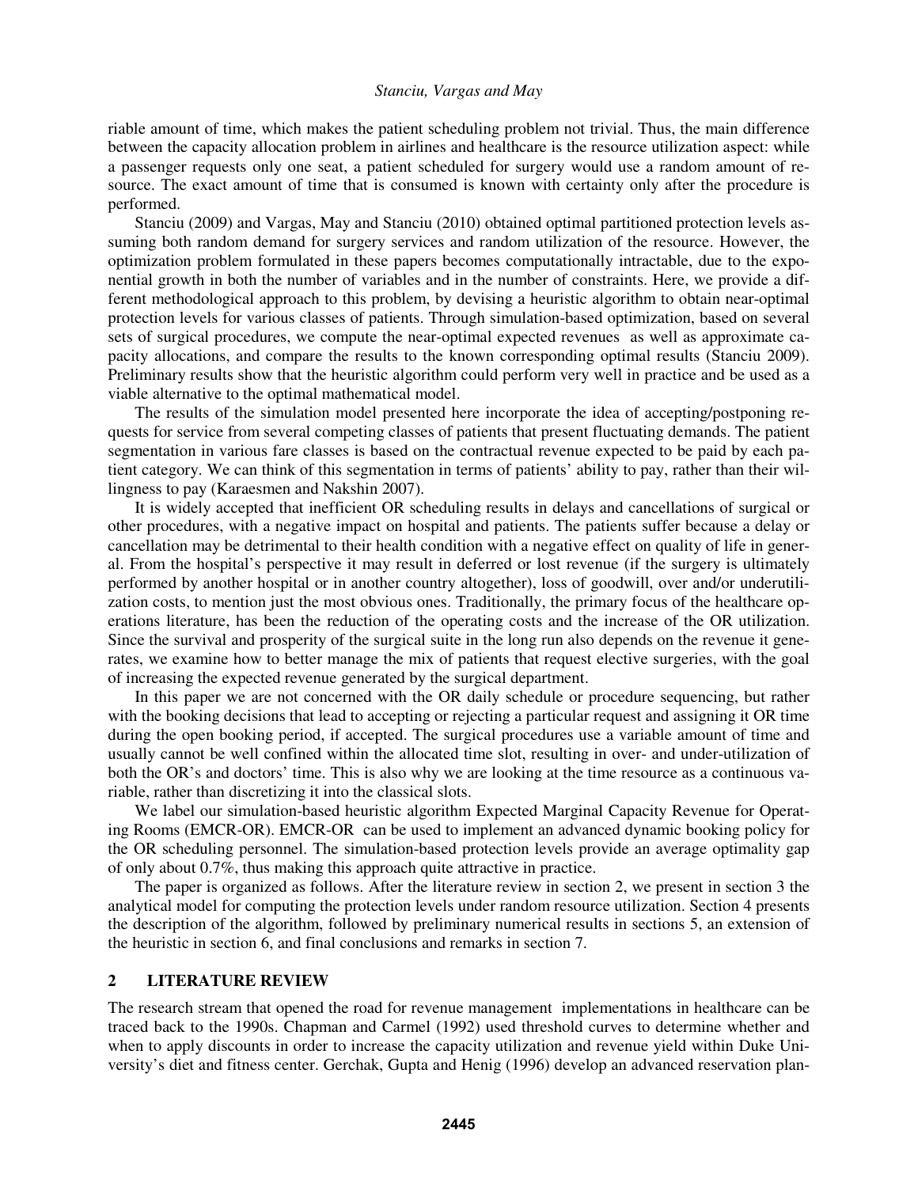riable amount of time, which makes the patient scheduling problem not trivial. Thus, the main difference between the capacity allocation problem in airlines and healthcare is the resource utilization aspect: while a passenger requests only one seat, a patient scheduled for surgery would use a random amount of resource. The exact amount of time that is consumed is known with certainty only after the procedure is performed.

Stanciu (2009) and Vargas, May and Stanciu (2010) obtained optimal partitioned protection levels assuming both random demand for surgery services and random utilization of the resource. However, the optimization problem formulated in these papers becomes computationally intractable, due to the exponential growth in both the number of variables and in the number of constraints. Here, we provide a different methodological approach to this problem, by devising a heuristic algorithm to obtain near-optimal protection levels for various classes of patients. Through simulation-based optimization, based on several sets of surgical procedures, we compute the near-optimal expected revenues as well as approximate capacity allocations, and compare the results to the known corresponding optimal results (Stanciu 2009). Preliminary results show that the heuristic algorithm could perform very well in practice and be used as a viable alternative to the optimal mathematical model.

The results of the simulation model presented here incorporate the idea of accepting/postponing requests for service from several competing classes of patients that present fluctuating demands. The patient segmentation in various fare classes is based on the contractual revenue expected to be paid by each patient category. We can think of this segmentation in terms of patients' ability to pay, rather than their willingness to pay (Karaesmen and Nakshin 2007).

It is widely accepted that inefficient OR scheduling results in delays and cancellations of surgical or other procedures, with a negative impact on hospital and patients. The patients suffer because a delay or cancellation may be detrimental to their health condition with a negative effect on quality of life in general. From the hospital's perspective it may result in deferred or lost revenue (if the surgery is ultimately performed by another hospital or in another country altogether), loss of goodwill, over and/or underutilization costs, to mention just the most obvious ones. Traditionally, the primary focus of the healthcare operations literature, has been the reduction of the operating costs and the increase of the OR utilization. Since the survival and prosperity of the surgical suite in the long run also depends on the revenue it generates, we examine how to better manage the mix of patients that request elective surgeries, with the goal of increasing the expected revenue generated by the surgical department.

In this paper we are not concerned with the OR daily schedule or procedure sequencing, but rather with the booking decisions that lead to accepting or rejecting a particular request and assigning it OR time during the open booking period, if accepted. The surgical procedures use a variable amount of time and usually cannot be well confined within the allocated time slot, resulting in over- and under-utilization of both the OR's and doctors' time. This is also why we are looking at the time resource as a continuous variable, rather than discretizing it into the classical slots.

We label our simulation-based heuristic algorithm Expected Marginal Capacity Revenue for Operating Rooms (EMCR-OR). EMCR-OR can be used to implement an advanced dynamic booking policy for the OR scheduling personnel. The simulation-based protection levels provide an average optimality gap of only about 0.7%, thus making this approach quite attractive in practice.

The paper is organized as follows. After the literature review in section 2, we present in section 3 the analytical model for computing the protection levels under random resource utilization. Section 4 presents the description of the algorithm, followed by preliminary numerical results in sections 5, an extension of the heuristic in section 6, and final conclusions and remarks in section 7.

## 2 LITERATURE REVIEW

The research stream that opened the road for revenue management implementations in healthcare can be traced back to the 1990s. Chapman and Carmel (1992) used threshold curves to determine whether and when to apply discounts in order to increase the capacity utilization and revenue yield within Duke University's diet and fitness center. Gerchak, Gupta and Henig (1996) develop an advanced reservation plan-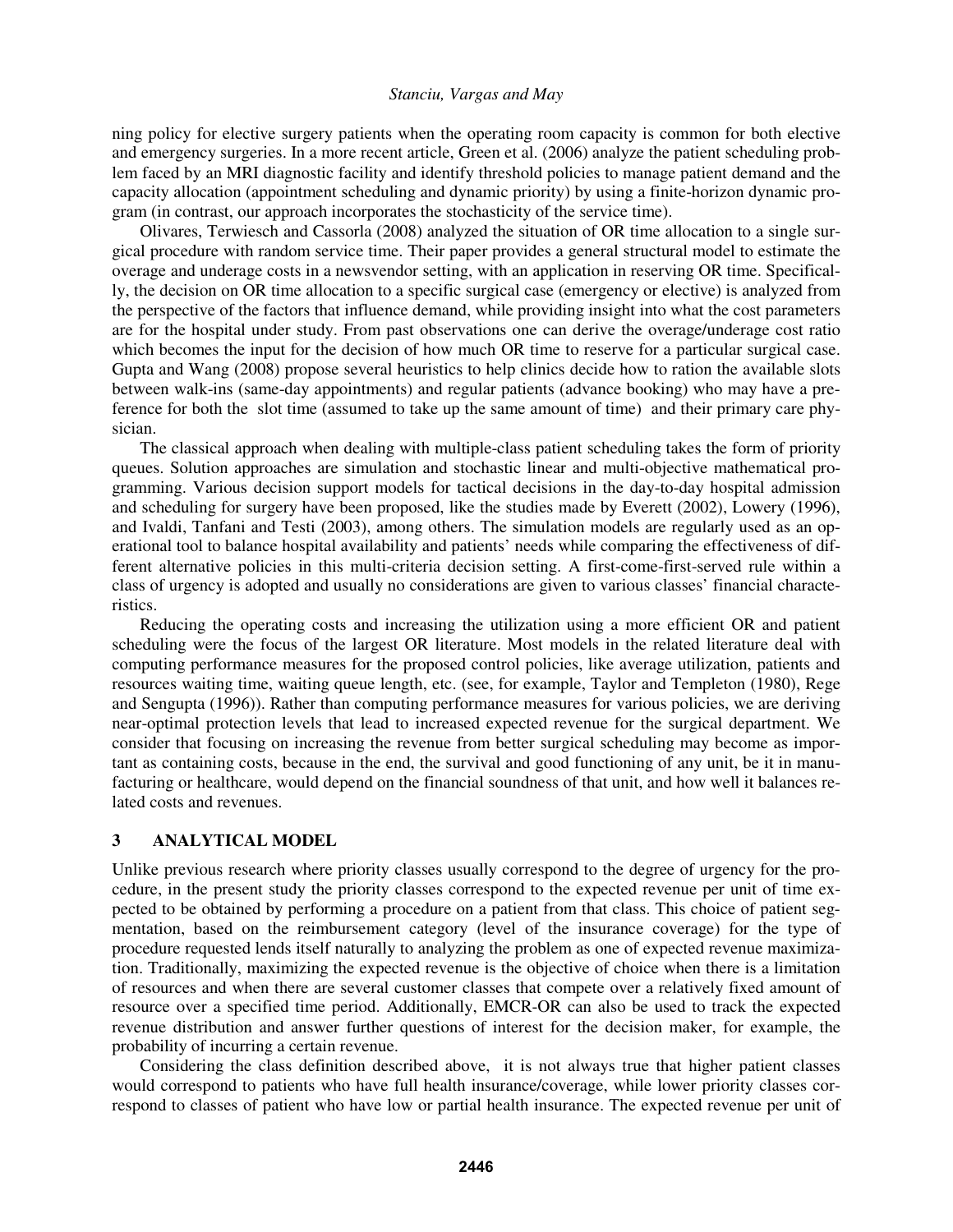ning policy for elective surgery patients when the operating room capacity is common for both elective and emergency surgeries. In a more recent article, Green et al. (2006) analyze the patient scheduling problem faced by an MRI diagnostic facility and identify threshold policies to manage patient demand and the capacity allocation (appointment scheduling and dynamic priority) by using a finite-horizon dynamic program (in contrast, our approach incorporates the stochasticity of the service time).

Olivares, Terwiesch and Cassorla (2008) analyzed the situation of OR time allocation to a single surgical procedure with random service time. Their paper provides a general structural model to estimate the overage and underage costs in a newsvendor setting, with an application in reserving OR time. Specifically, the decision on OR time allocation to a specific surgical case (emergency or elective) is analyzed from the perspective of the factors that influence demand, while providing insight into what the cost parameters are for the hospital under study. From past observations one can derive the overage/underage cost ratio which becomes the input for the decision of how much OR time to reserve for a particular surgical case. Gupta and Wang (2008) propose several heuristics to help clinics decide how to ration the available slots between walk-ins (same-day appointments) and regular patients (advance booking) who may have a preference for both the slot time (assumed to take up the same amount of time) and their primary care physician.

The classical approach when dealing with multiple-class patient scheduling takes the form of priority queues. Solution approaches are simulation and stochastic linear and multi-objective mathematical programming. Various decision support models for tactical decisions in the day-to-day hospital admission and scheduling for surgery have been proposed, like the studies made by Everett (2002), Lowery (1996), and Ivaldi, Tanfani and Testi (2003), among others. The simulation models are regularly used as an operational tool to balance hospital availability and patients' needs while comparing the effectiveness of different alternative policies in this multi-criteria decision setting. A first-come-first-served rule within a class of urgency is adopted and usually no considerations are given to various classes' financial characteristics.

Reducing the operating costs and increasing the utilization using a more efficient OR and patient scheduling were the focus of the largest OR literature. Most models in the related literature deal with computing performance measures for the proposed control policies, like average utilization, patients and resources waiting time, waiting queue length, etc. (see, for example, Taylor and Templeton (1980), Rege and Sengupta (1996)). Rather than computing performance measures for various policies, we are deriving near-optimal protection levels that lead to increased expected revenue for the surgical department. We consider that focusing on increasing the revenue from better surgical scheduling may become as important as containing costs, because in the end, the survival and good functioning of any unit, be it in manufacturing or healthcare, would depend on the financial soundness of that unit, and how well it balances related costs and revenues.

## 3 ANALYTICAL MODEL

Unlike previous research where priority classes usually correspond to the degree of urgency for the procedure, in the present study the priority classes correspond to the expected revenue per unit of time expected to be obtained by performing a procedure on a patient from that class. This choice of patient segmentation, based on the reimbursement category (level of the insurance coverage) for the type of procedure requested lends itself naturally to analyzing the problem as one of expected revenue maximization. Traditionally, maximizing the expected revenue is the objective of choice when there is a limitation of resources and when there are several customer classes that compete over a relatively fixed amount of resource over a specified time period. Additionally, EMCR-OR can also be used to track the expected revenue distribution and answer further questions of interest for the decision maker, for example, the probability of incurring a certain revenue.

Considering the class definition described above, it is not always true that higher patient classes would correspond to patients who have full health insurance/coverage, while lower priority classes correspond to classes of patient who have low or partial health insurance. The expected revenue per unit of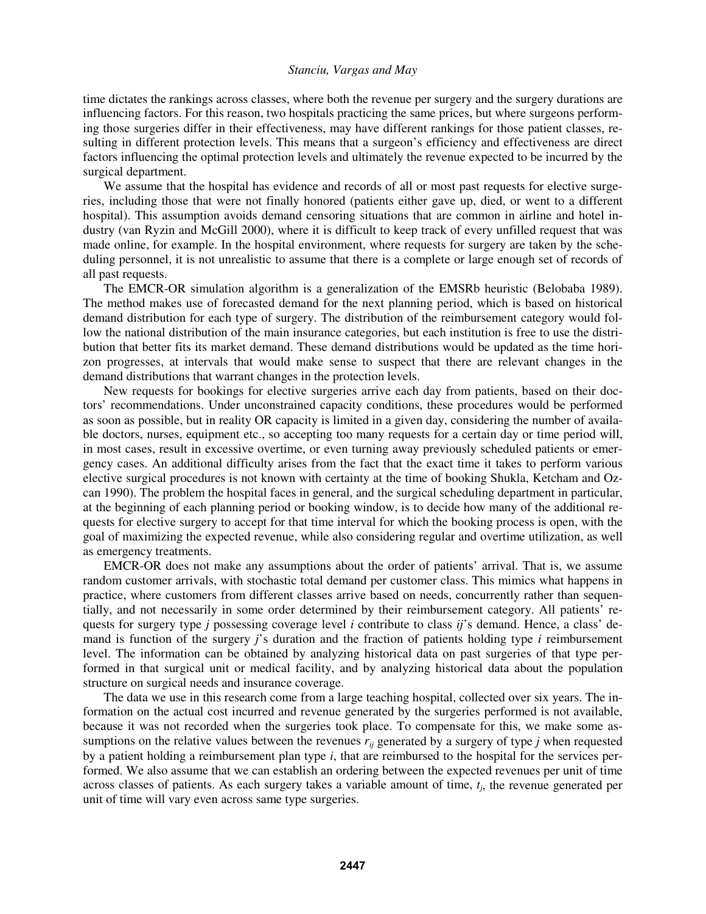time dictates the rankings across classes, where both the revenue per surgery and the surgery durations are influencing factors. For this reason, two hospitals practicing the same prices, but where surgeons performing those surgeries differ in their effectiveness, may have different rankings for those patient classes, resulting in different protection levels. This means that a surgeon's efficiency and effectiveness are direct factors influencing the optimal protection levels and ultimately the revenue expected to be incurred by the surgical department.

We assume that the hospital has evidence and records of all or most past requests for elective surgeries, including those that were not finally honored (patients either gave up, died, or went to a different hospital). This assumption avoids demand censoring situations that are common in airline and hotel industry (van Ryzin and McGill 2000), where it is difficult to keep track of every unfilled request that was made online, for example. In the hospital environment, where requests for surgery are taken by the scheduling personnel, it is not unrealistic to assume that there is a complete or large enough set of records of all past requests.

The EMCR-OR simulation algorithm is a generalization of the EMSRb heuristic (Belobaba 1989). The method makes use of forecasted demand for the next planning period, which is based on historical demand distribution for each type of surgery. The distribution of the reimbursement category would follow the national distribution of the main insurance categories, but each institution is free to use the distribution that better fits its market demand. These demand distributions would be updated as the time horizon progresses, at intervals that would make sense to suspect that there are relevant changes in the demand distributions that warrant changes in the protection levels.

New requests for bookings for elective surgeries arrive each day from patients, based on their doctors' recommendations. Under unconstrained capacity conditions, these procedures would be performed as soon as possible, but in reality OR capacity is limited in a given day, considering the number of available doctors, nurses, equipment etc., so accepting too many requests for a certain day or time period will, in most cases, result in excessive overtime, or even turning away previously scheduled patients or emergency cases. An additional difficulty arises from the fact that the exact time it takes to perform various elective surgical procedures is not known with certainty at the time of booking Shukla, Ketcham and Ozcan 1990). The problem the hospital faces in general, and the surgical scheduling department in particular, at the beginning of each planning period or booking window, is to decide how many of the additional requests for elective surgery to accept for that time interval for which the booking process is open, with the goal of maximizing the expected revenue, while also considering regular and overtime utilization, as well as emergency treatments.

EMCR-OR does not make any assumptions about the order of patients' arrival. That is, we assume random customer arrivals, with stochastic total demand per customer class. This mimics what happens in practice, where customers from different classes arrive based on needs, concurrently rather than sequentially, and not necessarily in some order determined by their reimbursement category. All patients' requests for surgery type $j$ possessing coverage level $i$ contribute to class $ij$'s demand. Hence, a class' demand is function of the surgery $j$'s duration and the fraction of patients holding type $i$ reimbursement level. The information can be obtained by analyzing historical data on past surgeries of that type performed in that surgical unit or medical facility, and by analyzing historical data about the population structure on surgical needs and insurance coverage.

The data we use in this research come from a large teaching hospital, collected over six years. The information on the actual cost incurred and revenue generated by the surgeries performed is not available, because it was not recorded when the surgeries took place. To compensate for this, we make some assumptions on the relative values between the revenues $r_{ij}$ generated by a surgery of type $j$ when requested by a patient holding a reimbursement plan type $i$, that are reimbursed to the hospital for the services performed. We also assume that we can establish an ordering between the expected revenues per unit of time across classes of patients. As each surgery takes a variable amount of time, $t_j$, the revenue generated per unit of time will vary even across same type surgeries.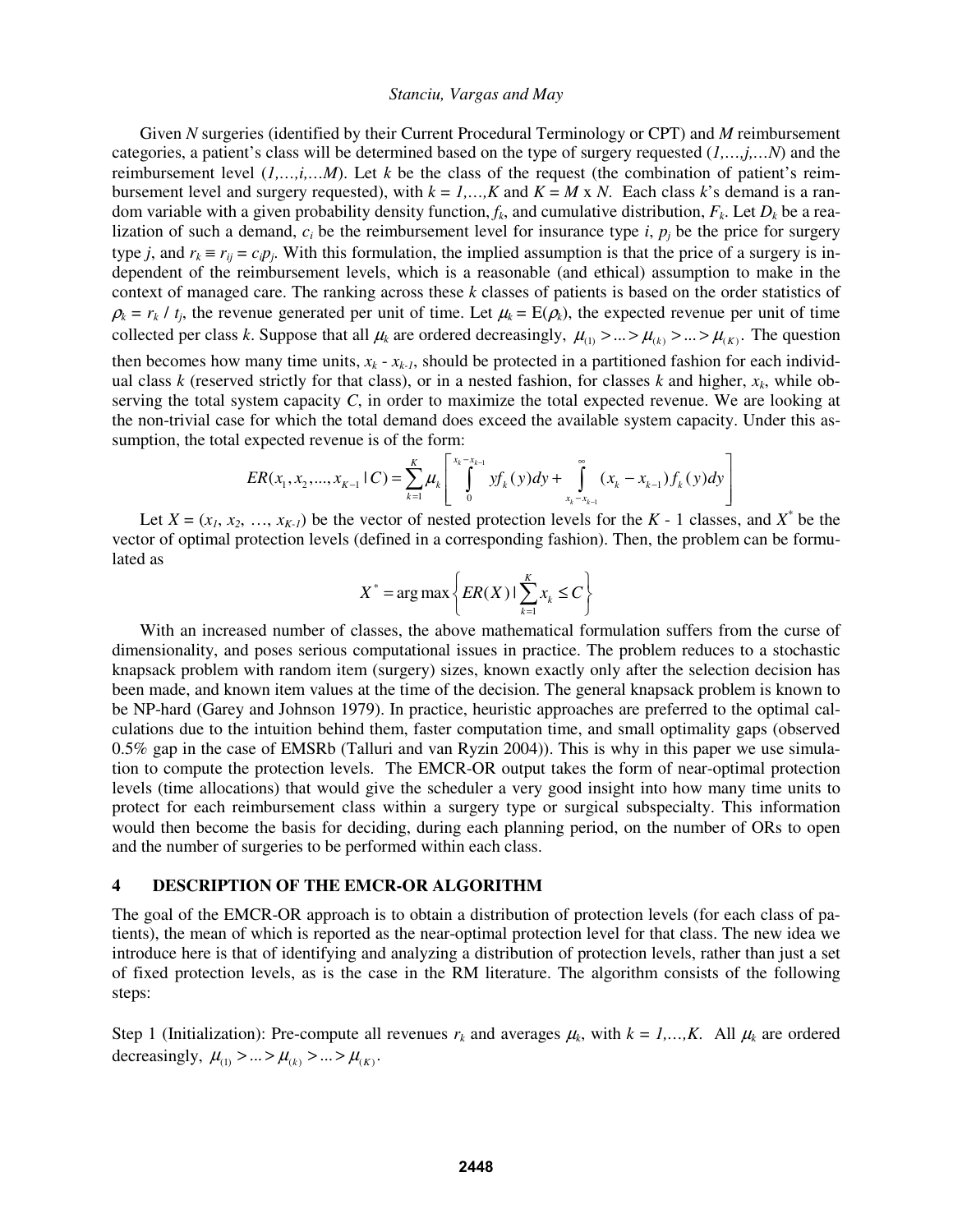Given $N$ surgeries (identified by their Current Procedural Terminology or CPT) and $M$ reimbursement categories, a patient's class will be determined based on the type of surgery requested ($1,\ldots,j,\ldots N$) and the reimbursement level ($1,\ldots,i,\ldots M$). Let $k$ be the class of the request (the combination of patient's reimbursement level and surgery requested), with $k = 1,\ldots,K$ and $K = M \times N$. Each class $k$'s demand is a random variable with a given probability density function, $f_k$, and cumulative distribution, $F_k$. Let $D_k$ be a realization of such a demand, $c_i$ be the reimbursement level for insurance type $i$, $p_j$ be the price for surgery type $j$, and $r_k \equiv r_{ij} = c_i p_j$. With this formulation, the implied assumption is that the price of a surgery is independent of the reimbursement levels, which is a reasonable (and ethical) assumption to make in the context of managed care. The ranking across these $k$ classes of patients is based on the order statistics of $\rho_k = r_k / t_j$, the revenue generated per unit of time. Let $\mu_k = E(\rho_k)$, the expected revenue per unit of time collected per class $k$. Suppose that all $\mu_k$ are ordered decreasingly, $\mu_{(1)} > \ldots > \mu_{(k)} > \ldots > \mu_{(K)}$. The question then becomes how many time units, $x_k - x_{k-1}$, should be protected in a partitioned fashion for each individual class $k$ (reserved strictly for that class), or in a nested fashion, for classes $k$ and higher, $x_k$, while observing the total system capacity $C$, in order to maximize the total expected revenue. We are looking at the non-trivial case for which the total demand does exceed the available system capacity. Under this assumption, the total expected revenue is of the form:

$$ER(x_1, x_2, \ldots, x_{K-1} \mid C) = \sum_{k=1}^{K} \mu_k \left[ \int_0^{x_k - x_{k-1}} y f_k(y)dy + \int_{x_k - x_{k-1}}^{\infty} (x_k - x_{k-1}) f_k(y)dy \right]$$

Let $X = (x_1, x_2, \ldots, x_{K-1})$ be the vector of nested protection levels for the $K$ - 1 classes, and $X^*$ be the vector of optimal protection levels (defined in a corresponding fashion). Then, the problem can be formulated as

$$X^* = \arg\max \left\{ ER(X) \mid \sum_{k=1}^{K} x_k \leq C \right\}$$

With an increased number of classes, the above mathematical formulation suffers from the curse of dimensionality, and poses serious computational issues in practice. The problem reduces to a stochastic knapsack problem with random item (surgery) sizes, known exactly only after the selection decision has been made, and known item values at the time of the decision. The general knapsack problem is known to be NP-hard (Garey and Johnson 1979). In practice, heuristic approaches are preferred to the optimal calculations due to the intuition behind them, faster computation time, and small optimality gaps (observed 0.5% gap in the case of EMSRb (Talluri and van Ryzin 2004)). This is why in this paper we use simulation to compute the protection levels. The EMCR-OR output takes the form of near-optimal protection levels (time allocations) that would give the scheduler a very good insight into how many time units to protect for each reimbursement class within a surgery type or surgical subspecialty. This information would then become the basis for deciding, during each planning period, on the number of ORs to open and the number of surgeries to be performed within each class.

## 4 DESCRIPTION OF THE EMCR-OR ALGORITHM

The goal of the EMCR-OR approach is to obtain a distribution of protection levels (for each class of patients), the mean of which is reported as the near-optimal protection level for that class. The new idea we introduce here is that of identifying and analyzing a distribution of protection levels, rather than just a set of fixed protection levels, as is the case in the RM literature. The algorithm consists of the following steps:

Step 1 (Initialization): Pre-compute all revenues $r_k$ and averages $\mu_k$, with $k = 1,\ldots,K$. All $\mu_k$ are ordered decreasingly, $\mu_{(1)} > \ldots > \mu_{(k)} > \ldots > \mu_{(K)}$.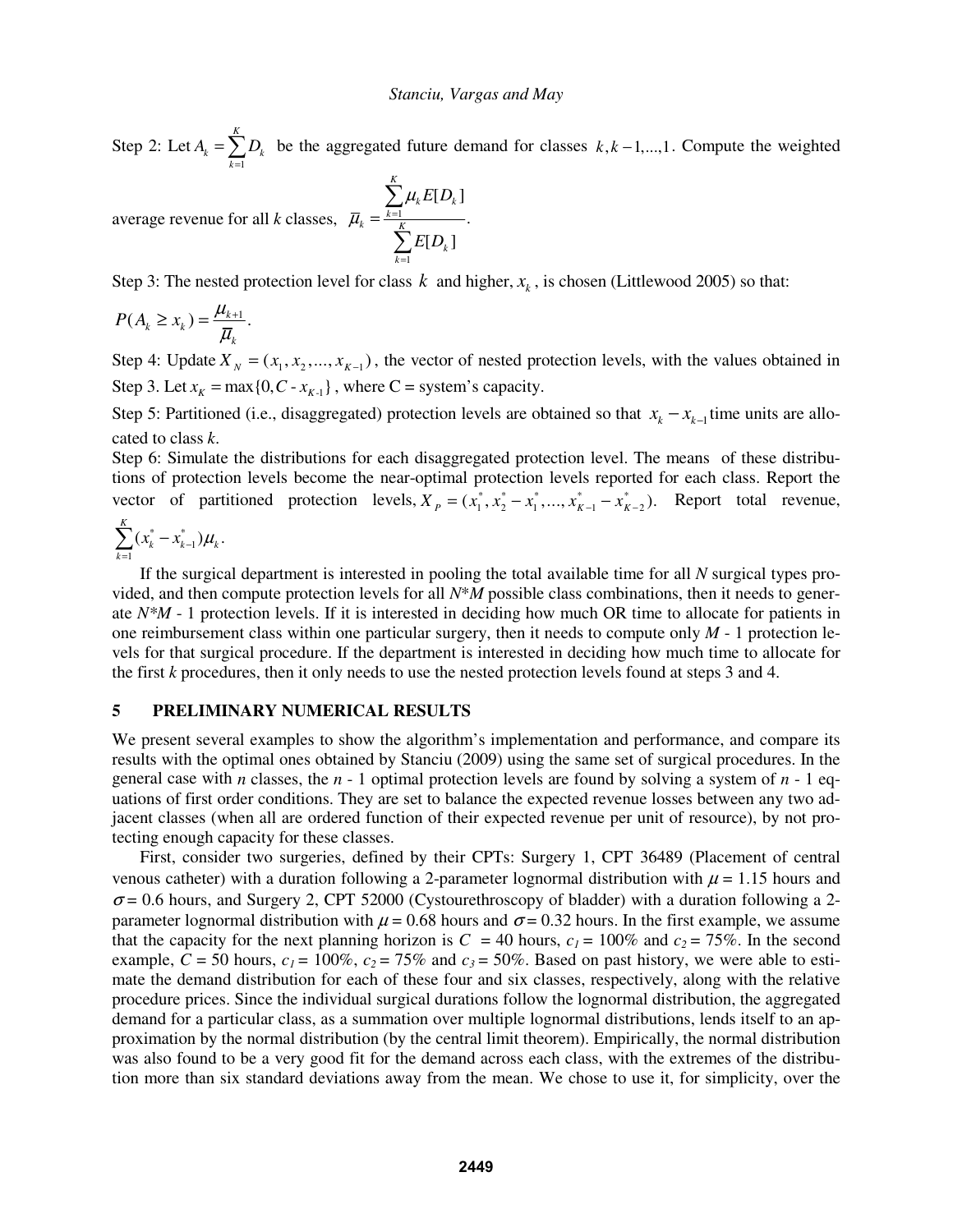Step 2: Let $A_k = \sum_{k=1}^{K} D_k$ be the aggregated future demand for classes $k, k-1, ..., 1$. Compute the weighted average revenue for all $k$ classes, $\bar{\mu}_k = \frac{\sum_{k=1}^{K} \mu_k E[D_k]}{\sum_{k=1}^{K} E[D_k]}$.

Step 3: The nested protection level for class $k$ and higher, $x_k$, is chosen (Littlewood 2005) so that:

$$P(A_k \geq x_k) = \frac{\mu_{k+1}}{\bar{\mu}_k}.$$

Step 4: Update $X_N = (x_1, x_2, ..., x_{K-1})$, the vector of nested protection levels, with the values obtained in Step 3. Let $x_K = \max\{0, C - x_{K-1}\}$, where C = system's capacity.

Step 5: Partitioned (i.e., disaggregated) protection levels are obtained so that $x_k - x_{k-1}$ time units are allocated to class $k$.

Step 6: Simulate the distributions for each disaggregated protection level. The means of these distributions of protection levels become the near-optimal protection levels reported for each class. Report the vector of partitioned protection levels, $X_P = (x_1^*, x_2^* - x_1^*, ..., x_{K-1}^* - x_{K-2}^*)$. Report total revenue, $\sum_{k=1}^{K} (x_k^* - x_{k-1}^*)\mu_k$.

If the surgical department is interested in pooling the total available time for all *N* surgical types provided, and then compute protection levels for all *N*\*M* possible class combinations, then it needs to generate *N*\*M* - 1 protection levels. If it is interested in deciding how much OR time to allocate for patients in one reimbursement class within one particular surgery, then it needs to compute only *M* - 1 protection levels for that surgical procedure. If the department is interested in deciding how much time to allocate for the first *k* procedures, then it only needs to use the nested protection levels found at steps 3 and 4.

## 5 PRELIMINARY NUMERICAL RESULTS

We present several examples to show the algorithm's implementation and performance, and compare its results with the optimal ones obtained by Stanciu (2009) using the same set of surgical procedures. In the general case with *n* classes, the *n* - 1 optimal protection levels are found by solving a system of *n* - 1 equations of first order conditions. They are set to balance the expected revenue losses between any two adjacent classes (when all are ordered function of their expected revenue per unit of resource), by not protecting enough capacity for these classes.

First, consider two surgeries, defined by their CPTs: Surgery 1, CPT 36489 (Placement of central venous catheter) with a duration following a 2-parameter lognormal distribution with $\mu = 1.15$ hours and $\sigma = 0.6$ hours, and Surgery 2, CPT 52000 (Cystourethroscopy of bladder) with a duration following a 2-parameter lognormal distribution with $\mu = 0.68$ hours and $\sigma = 0.32$ hours. In the first example, we assume that the capacity for the next planning horizon is $C = 40$ hours, $c_1 = 100\%$ and $c_2 = 75\%$. In the second example, $C = 50$ hours, $c_1 = 100\%$, $c_2 = 75\%$ and $c_3 = 50\%$. Based on past history, we were able to estimate the demand distribution for each of these four and six classes, respectively, along with the relative procedure prices. Since the individual surgical durations follow the lognormal distributions, the aggregated demand for a particular class, as a summation over multiple lognormal distributions, lends itself to an approximation by the normal distribution (by the central limit theorem). Empirically, the normal distribution was also found to be a very good fit for the demand across each class, with the extremes of the distribution more than six standard deviations away from the mean. We chose to use it, for simplicity, over the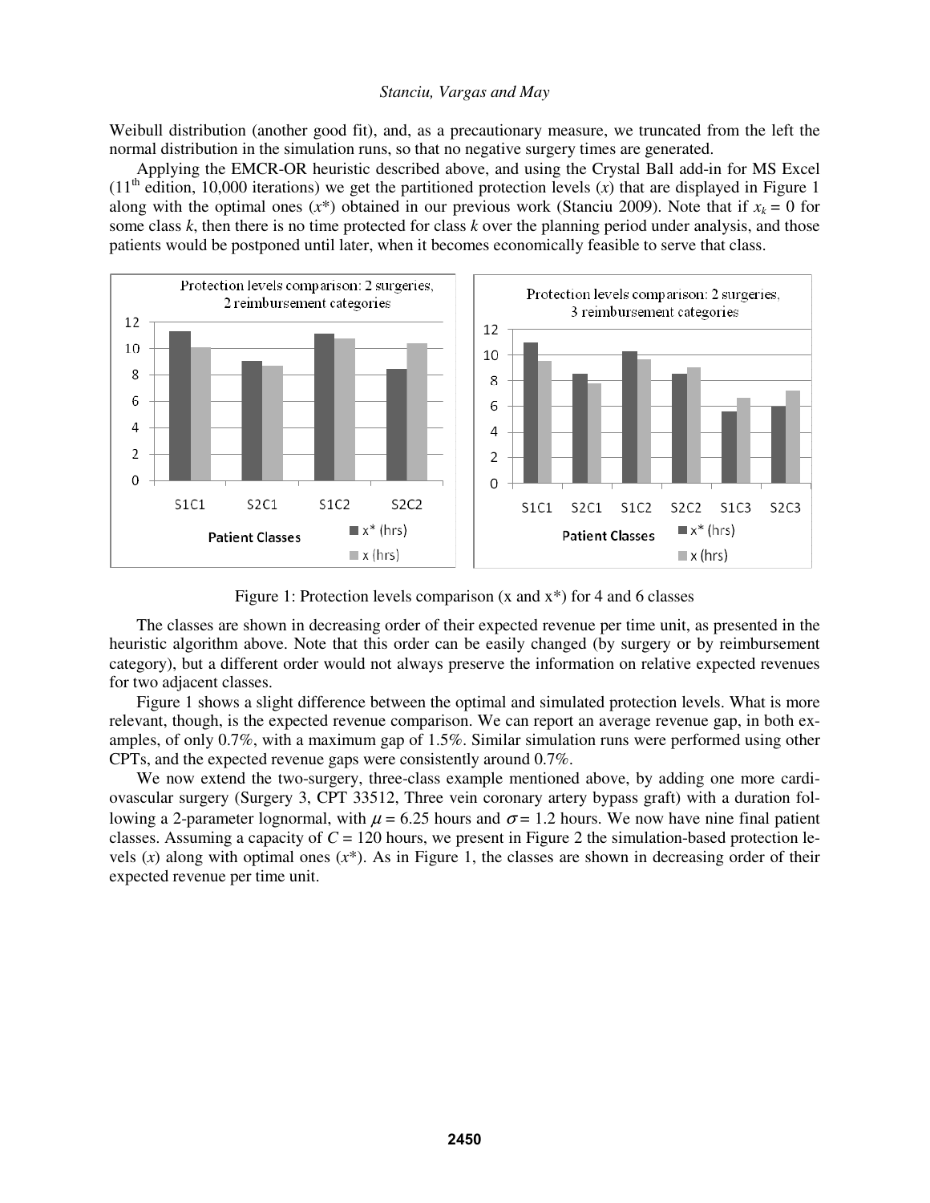Weibull distribution (another good fit), and, as a precautionary measure, we truncated from the left the normal distribution in the simulation runs, so that no negative surgery times are generated.

Applying the EMCR-OR heuristic described above, and using the Crystal Ball add-in for MS Excel (11th edition, 10,000 iterations) we get the partitioned protection levels ($x$) that are displayed in Figure 1 along with the optimal ones ($x^*$) obtained in our previous work (Stanciu 2009). Note that if $x_k = 0$ for some class $k$, then there is no time protected for class $k$ over the planning period under analysis, and those patients would be postponed until later, when it becomes economically feasible to serve that class.

Figure 1: Protection levels comparison (x and x*) for 4 and 6 classes

The classes are shown in decreasing order of their expected revenue per time unit, as presented in the heuristic algorithm above. Note that this order can be easily changed (by surgery or by reimbursement category), but a different order would not always preserve the information on relative expected revenues for two adjacent classes.

Figure 1 shows a slight difference between the optimal and simulated protection levels. What is more relevant, though, is the expected revenue comparison. We can report an average revenue gap, in both examples, of only 0.7%, with a maximum gap of 1.5%. Similar simulation runs were performed using other CPTs, and the expected revenue gaps were consistently around 0.7%.

We now extend the two-surgery, three-class example mentioned above, by adding one more cardiovascular surgery (Surgery 3, CPT 33512, Three vein coronary artery bypass graft) with a duration following a 2-parameter lognormal, with $\mu = 6.25$ hours and $\sigma = 1.2$ hours. We now have nine final patient classes. Assuming a capacity of $C = 120$ hours, we present in Figure 2 the simulation-based protection levels ($x$) along with optimal ones ($x^*$). As in Figure 1, the classes are shown in decreasing order of their expected revenue per time unit.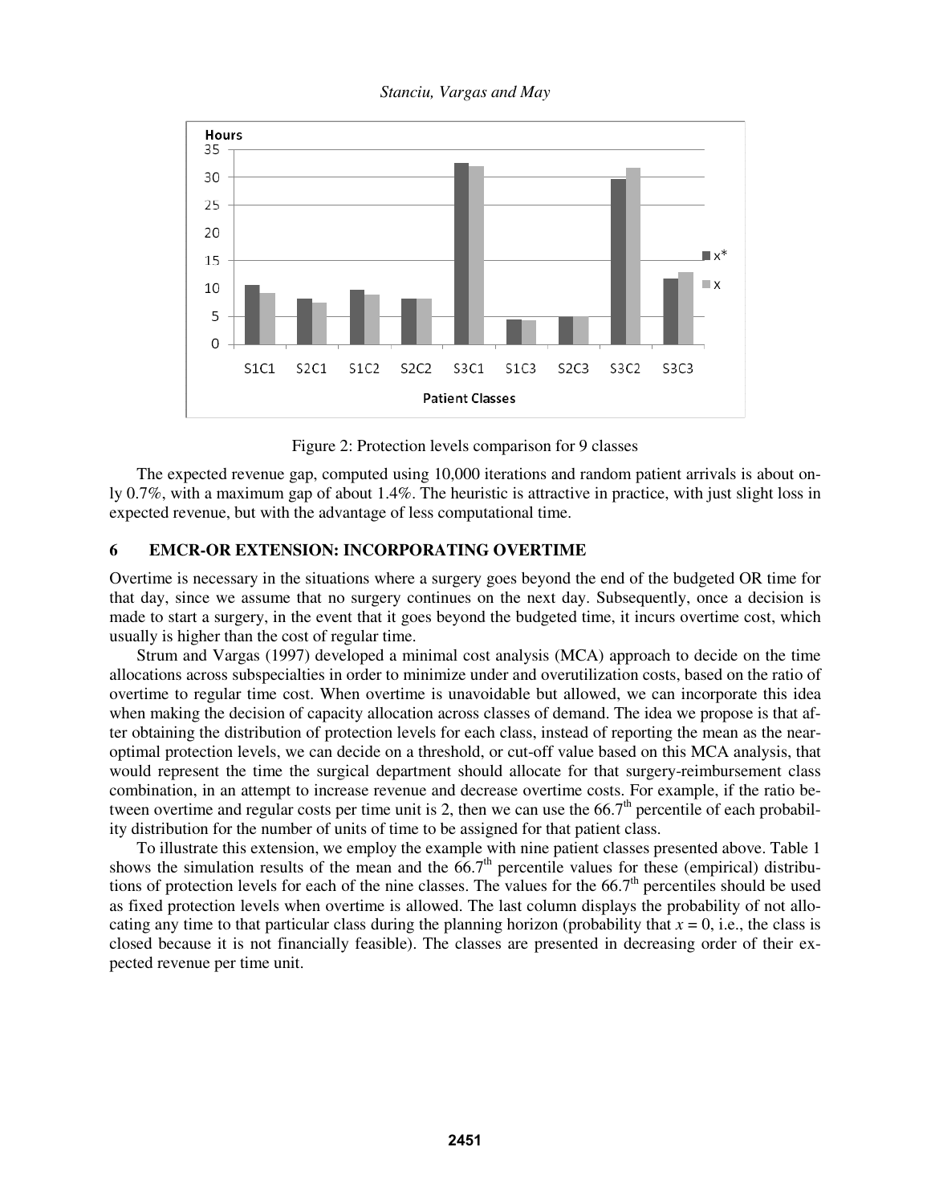Figure 2: Protection levels comparison for 9 classes

The expected revenue gap, computed using 10,000 iterations and random patient arrivals is about only 0.7%, with a maximum gap of about 1.4%. The heuristic is attractive in practice, with just slight loss in expected revenue, but with the advantage of less computational time.

## 6 EMCR-OR EXTENSION: INCORPORATING OVERTIME

Overtime is necessary in the situations where a surgery goes beyond the end of the budgeted OR time for that day, since we assume that no surgery continues on the next day. Subsequently, once a decision is made to start a surgery, in the event that it goes beyond the budgeted time, it incurs overtime cost, which usually is higher than the cost of regular time.

Strum and Vargas (1997) developed a minimal cost analysis (MCA) approach to decide on the time allocations across subspecialties in order to minimize under and overutilization costs, based on the ratio of overtime to regular time cost. When overtime is unavoidable but allowed, we can incorporate this idea when making the decision of capacity allocation across classes of demand. The idea we propose is that after obtaining the distribution of protection levels for each class, instead of reporting the mean as the near-optimal protection levels, we can decide on a threshold, or cut-off value based on this MCA analysis, that would represent the time the surgical department should allocate for that surgery-reimbursement class combination, in an attempt to increase revenue and decrease overtime costs. For example, if the ratio between overtime and regular costs per time unit is 2, then we can use the 66.7th percentile of each probability distribution for the number of units of time to be assigned for that patient class.

To illustrate this extension, we employ the example with nine patient classes presented above. Table 1 shows the simulation results of the mean and the 66.7th percentile values for these (empirical) distributions of protection levels for each of the nine classes. The values for the 66.7th percentiles should be used as fixed protection levels when overtime is allowed. The last column displays the probability of not allocating any time to that particular class during the planning horizon (probability that $x = 0$, i.e., the class is closed because it is not financially feasible). The classes are presented in decreasing order of their expected revenue per time unit.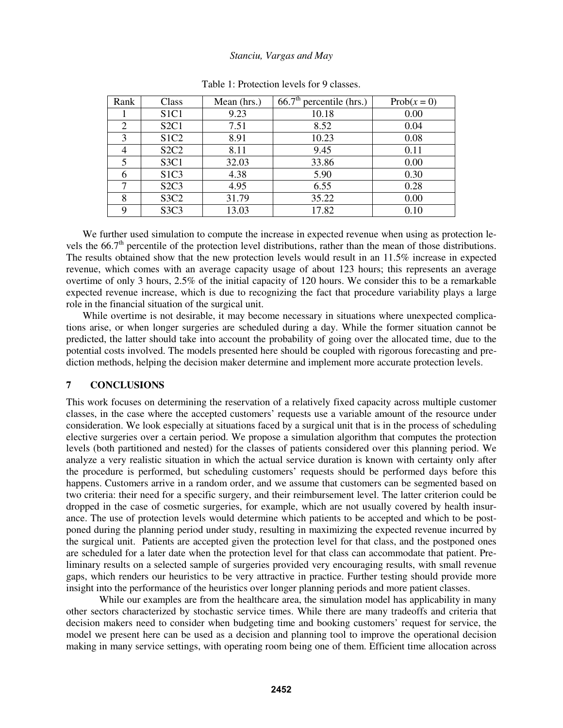Table 1: Protection levels for 9 classes.

| Rank | Class | Mean (hrs.) | $66.7^{th}$ percentile (hrs.) | Prob($x = 0$) |
|---|---|---|---|---|
| 1 | S1C1 | 9.23 | 10.18 | 0.00 |
| 2 | S2C1 | 7.51 | 8.52 | 0.04 |
| 3 | S1C2 | 8.91 | 10.23 | 0.08 |
| 4 | S2C2 | 8.11 | 9.45 | 0.11 |
| 5 | S3C1 | 32.03 | 33.86 | 0.00 |
| 6 | S1C3 | 4.38 | 5.90 | 0.30 |
| 7 | S2C3 | 4.95 | 6.55 | 0.28 |
| 8 | S3C2 | 31.79 | 35.22 | 0.00 |
| 9 | S3C3 | 13.03 | 17.82 | 0.10 |

We further used simulation to compute the increase in expected revenue when using as protection levels the $66.7^{th}$ percentile of the protection level distributions, rather than the mean of those distributions. The results obtained show that the new protection levels would result in an 11.5% increase in expected revenue, which comes with an average capacity usage of about 123 hours; this represents an average overtime of only 3 hours, 2.5% of the initial capacity of 120 hours. We consider this to be a remarkable expected revenue increase, which is due to recognizing the fact that procedure variability plays a large role in the financial situation of the surgical unit.

While overtime is not desirable, it may become necessary in situations where unexpected complications arise, or when longer surgeries are scheduled during a day. While the former situation cannot be predicted, the latter should take into account the probability of going over the allocated time, due to the potential costs involved. The models presented here should be coupled with rigorous forecasting and prediction methods, helping the decision maker determine and implement more accurate protection levels.

## 7 CONCLUSIONS

This work focuses on determining the reservation of a relatively fixed capacity across multiple customer classes, in the case where the accepted customers' requests use a variable amount of the resource under consideration. We look especially at situations faced by a surgical unit that is in the process of scheduling elective surgeries over a certain period. We propose a simulation algorithm that computes the protection levels (both partitioned and nested) for the classes of patients considered over this planning period. We analyze a very realistic situation in which the actual service duration is known with certainty only after the procedure is performed, but scheduling customers' requests should be performed days before this happens. Customers arrive in a random order, and we assume that customers can be segmented based on two criteria: their need for a specific surgery, and their reimbursement level. The latter criterion could be dropped in the case of cosmetic surgeries, for example, which are not usually covered by health insurance. The use of protection levels would determine which patients to be accepted and which to be postponed during the planning period under study, resulting in maximizing the expected revenue incurred by the surgical unit. Patients are accepted given the protection level for that class, and the postponed ones are scheduled for a later date when the protection level for that class can accommodate that patient. Preliminary results on a selected sample of surgeries provided very encouraging results, with small revenue gaps, which renders our heuristics to be very attractive in practice. Further testing should provide more insight into the performance of the heuristics over longer planning periods and more patient classes.

While our examples are from the healthcare area, the simulation model has applicability in many other sectors characterized by stochastic service times. While there are many tradeoffs and criteria that decision makers need to consider when budgeting time and booking customers' request for service, the model we present here can be used as a decision and planning tool to improve the operational decision making in many service settings, with operating room being one of them. Efficient time allocation across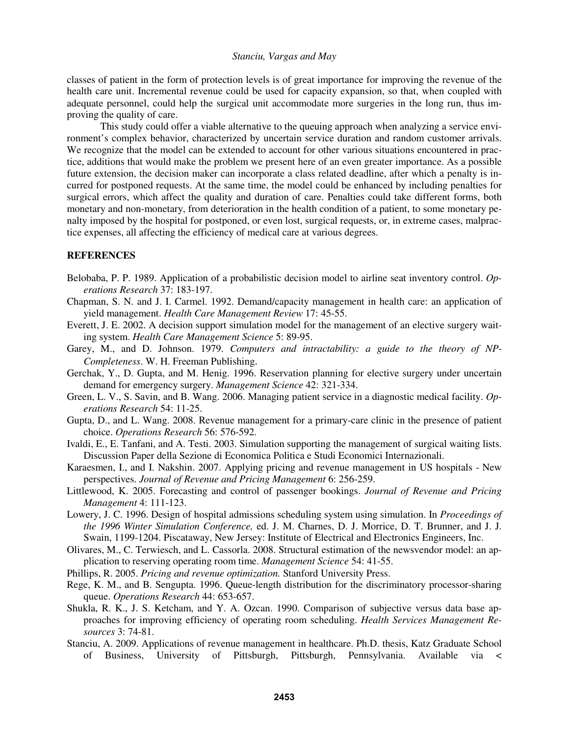classes of patient in the form of protection levels is of great importance for improving the revenue of the health care unit. Incremental revenue could be used for capacity expansion, so that, when coupled with adequate personnel, could help the surgical unit accommodate more surgeries in the long run, thus improving the quality of care.

This study could offer a viable alternative to the queuing approach when analyzing a service environment's complex behavior, characterized by uncertain service duration and random customer arrivals. We recognize that the model can be extended to account for other various situations encountered in practice, additions that would make the problem we present here of an even greater importance. As a possible future extension, the decision maker can incorporate a class related deadline, after which a penalty is incurred for postponed requests. At the same time, the model could be enhanced by including penalties for surgical errors, which affect the quality and duration of care. Penalties could take different forms, both monetary and non-monetary, from deterioration in the health condition of a patient, to some monetary penalty imposed by the hospital for postponed, or even lost, surgical requests, or, in extreme cases, malpractice expenses, all affecting the efficiency of medical care at various degrees.

## REFERENCES

Belobaba, P. P. 1989. Application of a probabilistic decision model to airline seat inventory control. *Operations Research* 37: 183-197.

Chapman, S. N. and J. I. Carmel. 1992. Demand/capacity management in health care: an application of yield management. *Health Care Management Review* 17: 45-55.

Everett, J. E. 2002. A decision support simulation model for the management of an elective surgery waiting system. *Health Care Management Science* 5: 89-95.

Garey, M., and D. Johnson. 1979. *Computers and intractability: a guide to the theory of NP-Completeness*. W. H. Freeman Publishing.

Gerchak, Y., D. Gupta, and M. Henig. 1996. Reservation planning for elective surgery under uncertain demand for emergency surgery. *Management Science* 42: 321-334.

Green, L. V., S. Savin, and B. Wang. 2006. Managing patient service in a diagnostic medical facility. *Operations Research* 54: 11-25.

Gupta, D., and L. Wang. 2008. Revenue management for a primary-care clinic in the presence of patient choice. *Operations Research* 56: 576-592.

Ivaldi, E., E. Tanfani, and A. Testi. 2003. Simulation supporting the management of surgical waiting lists. Discussion Paper della Sezione di Economica Politica e Studi Economici Internazionali.

Karaesmen, I., and I. Nakshin. 2007. Applying pricing and revenue management in US hospitals - New perspectives. *Journal of Revenue and Pricing Management* 6: 256-259.

Littlewood, K. 2005. Forecasting and control of passenger bookings. *Journal of Revenue and Pricing Management* 4: 111-123.

Lowery, J. C. 1996. Design of hospital admissions scheduling system using simulation. In *Proceedings of the 1996 Winter Simulation Conference,* ed. J. M. Charnes, D. J. Morrice, D. T. Brunner, and J. J. Swain, 1199-1204. Piscataway, New Jersey: Institute of Electrical and Electronics Engineers, Inc.

Olivares, M., C. Terwiesch, and L. Cassorla. 2008. Structural estimation of the newsvendor model: an application to reserving operating room time. *Management Science* 54: 41-55.

Phillips, R. 2005. *Pricing and revenue optimization.* Stanford University Press.

Rege, K. M., and B. Sengupta. 1996. Queue-length distribution for the discriminatory processor-sharing queue. *Operations Research* 44: 653-657.

Shukla, R. K., J. S. Ketcham, and Y. A. Ozcan. 1990. Comparison of subjective versus data base approaches for improving efficiency of operating room scheduling. *Health Services Management Resources* 3: 74-81.

Stanciu, A. 2009. Applications of revenue management in healthcare. Ph.D. thesis, Katz Graduate School of Business, University of Pittsburgh, Pittsburgh, Pennsylvania. Available via <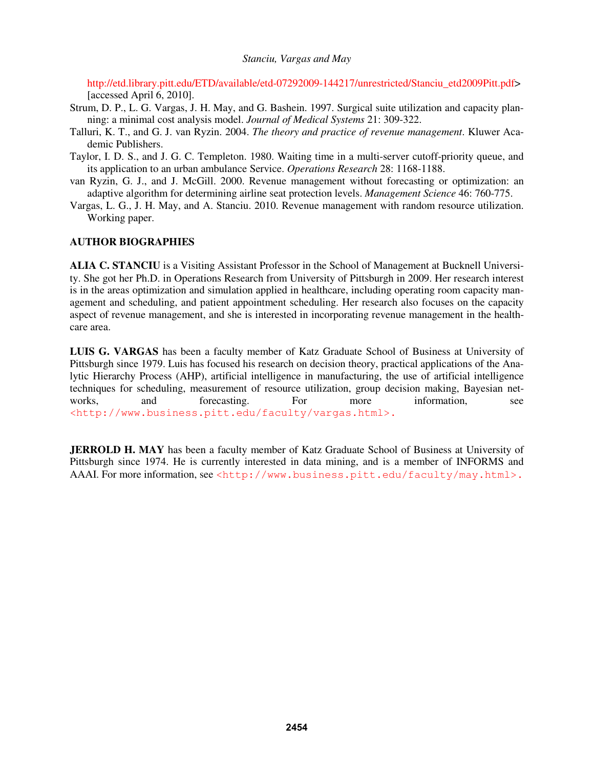http://etd.library.pitt.edu/ETD/available/etd-07292009-144217/unrestricted/Stanciu_etd2009Pitt.pdf> [accessed April 6, 2010].

Strum, D. P., L. G. Vargas, J. H. May, and G. Bashein. 1997. Surgical suite utilization and capacity planning: a minimal cost analysis model. *Journal of Medical Systems* 21: 309-322.

Talluri, K. T., and G. J. van Ryzin. 2004. *The theory and practice of revenue management*. Kluwer Academic Publishers.

Taylor, I. D. S., and J. G. C. Templeton. 1980. Waiting time in a multi-server cutoff-priority queue, and its application to an urban ambulance Service. *Operations Research* 28: 1168-1188.

van Ryzin, G. J., and J. McGill. 2000. Revenue management without forecasting or optimization: an adaptive algorithm for determining airline seat protection levels. *Management Science* 46: 760-775.

Vargas, L. G., J. H. May, and A. Stanciu. 2010. Revenue management with random resource utilization. Working paper.

## AUTHOR BIOGRAPHIES

**ALIA C. STANCIU** is a Visiting Assistant Professor in the School of Management at Bucknell University. She got her Ph.D. in Operations Research from University of Pittsburgh in 2009. Her research interest is in the areas optimization and simulation applied in healthcare, including operating room capacity management and scheduling, and patient appointment scheduling. Her research also focuses on the capacity aspect of revenue management, and she is interested in incorporating revenue management in the healthcare area.

**LUIS G. VARGAS** has been a faculty member of Katz Graduate School of Business at University of Pittsburgh since 1979. Luis has focused his research on decision theory, practical applications of the Analytic Hierarchy Process (AHP), artificial intelligence in manufacturing, the use of artificial intelligence techniques for scheduling, measurement of resource utilization, group decision making, Bayesian networks, and forecasting. For more information, see <http://www.business.pitt.edu/faculty/vargas.html>.

**JERROLD H. MAY** has been a faculty member of Katz Graduate School of Business at University of Pittsburgh since 1974. He is currently interested in data mining, and is a member of INFORMS and AAAI. For more information, see <http://www.business.pitt.edu/faculty/may.html>.